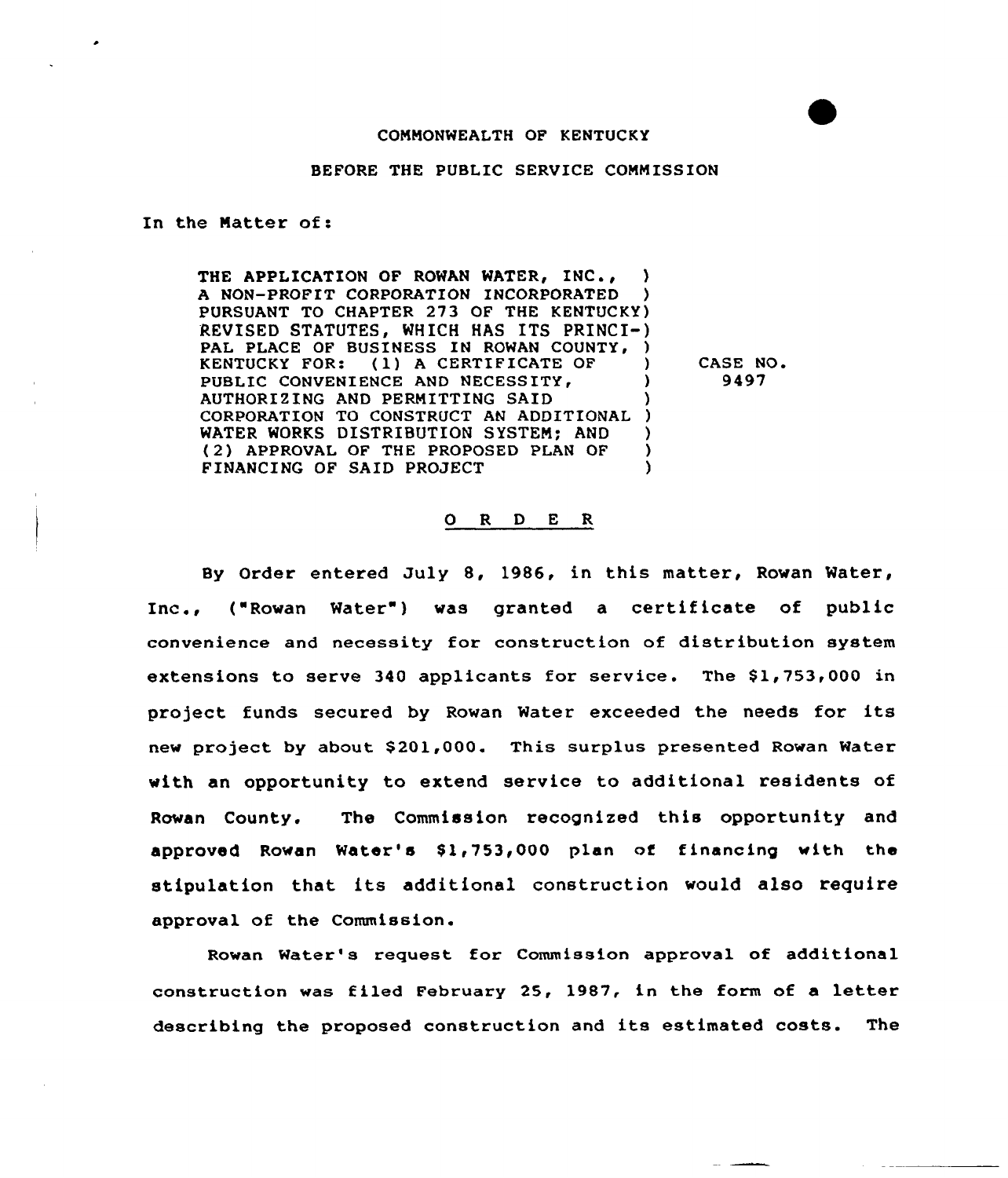COMMONWEALTH OF KENTUCKY

BEFORE THE PUBLIC SERVICE COMMISSION

In the Matter of:

| | | |
|---|---|---|
| THE APPLICATION OF ROWAN WATER, INC., A NON-PROFIT CORPORATION INCORPORATED PURSUANT TO CHAPTER 273 OF THE KENTUCKY REVISED STATUTES, WHICH HAS ITS PRINCIPAL PLACE OF BUSINESS IN ROWAN COUNTY, KENTUCKY FOR: (1) A CERTIFICATE OF PUBLIC CONVENIENCE AND NECESSITY, AUTHORIZING AND PERMITTING SAID CORPORATION TO CONSTRUCT AN ADDITIONAL WATER WORKS DISTRIBUTION SYSTEM; AND (2) APPROVAL OF THE PROPOSED PLAN OF FINANCING OF SAID PROJECT | ) | CASE NO. 9497 |

## O R D E R

By Order entered July 8, 1986, in this matter, Rowan Water, Inc., ("Rowan Water") was granted a certificate of public convenience and necessity for construction of distribution system extensions to serve 340 applicants for service. The $1,753,000 in project funds secured by Rowan Water exceeded the needs for its new project by about $201,000. This surplus presented Rowan Water with an opportunity to extend service to additional residents of Rowan County. The Commission recognized this opportunity and approved Rowan Water's $1,753,000 plan of financing with the stipulation that its additional construction would also require approval of the Commission.

Rowan Water's request for Commission approval of additional construction was filed February 25, 1987, in the form of a letter describing the proposed construction and its estimated costs. The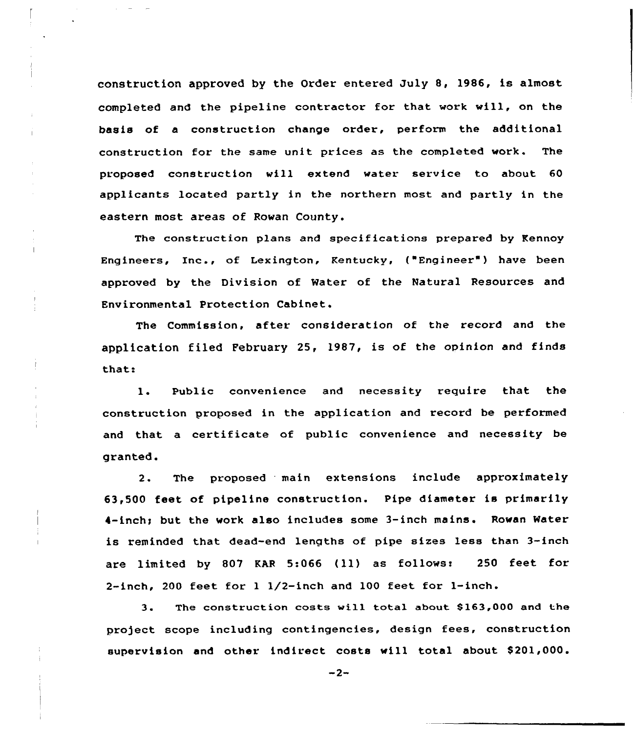construction approved by the Order entered July 8, 1986, is almost completed and the pipeline contractor for that work will, on the basis of a construction change order, perform the additional construction for the same unit prices as the completed work. The proposed construction will extend water service to about 60 applicants located partly in the northern most and partly in the eastern most areas of Rowan County.

The construction plans and specifications prepared by Kennoy Engineers, Inc., of Lexington, Kentucky, ("Engineer") have been approved by the Division of Water of the Natural Resources and Environmental Protection Cabinet.

The Commission, after consideration of the record and the application filed February 25, 1987, is of the opinion and finds that:

1. Public convenience and necessity require that the construction proposed in the application and record be performed and that a certificate of public convenience and necessity be granted.

2. The proposed main extensions include approximately 63,500 feet of pipeline construction. Pipe diameter is primarily 4-inch; but the work also includes some 3-inch mains. Rowan Water is reminded that dead-end lengths of pipe sizes less than 3-inch are limited by 807 KAR 5:066 (11) as follows: 250 feet for 2-inch, 200 feet for 1 1/2-inch and 100 feet for 1-inch.

3. The construction costs will total about $163,000 and the project scope including contingencies, design fees, construction supervision and other indirect costs will total about $201,000.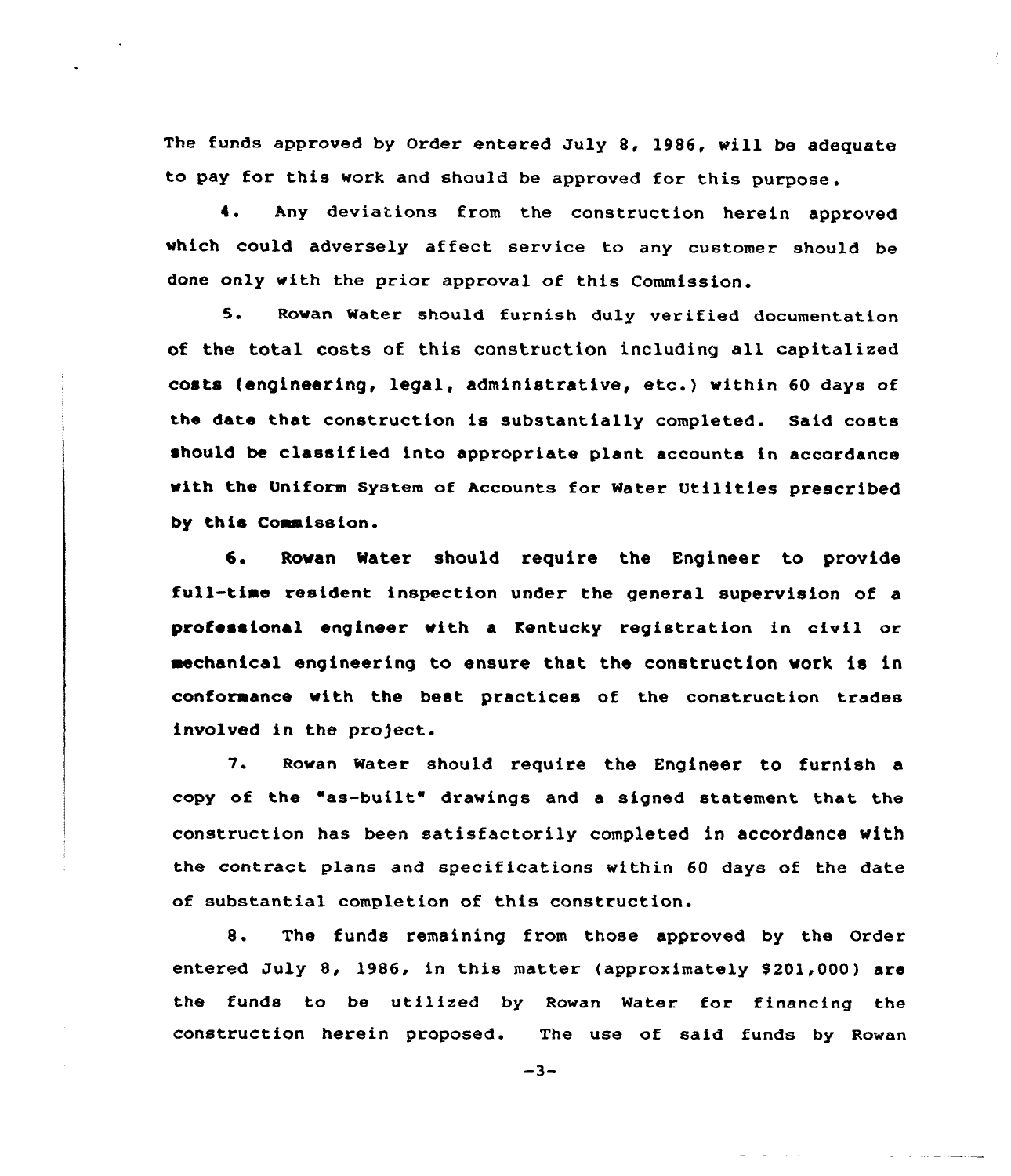The funds approved by Order entered July 8, 1986, will be adequate to pay for this work and should be approved for this purpose.

4. Any deviations from the construction herein approved which could adversely affect service to any customer should be done only with the prior approval of this Commission.

5. Rowan Water should furnish duly verified documentation of the total costs of this construction including all capitalized costs (engineering, legal, administrative, etc.) within 60 days of the date that construction is substantially completed. Said costs should be classified into appropriate plant accounts in accordance with the Uniform System of Accounts for Water Utilities prescribed by this Commission.

6. Rowan Water should require the Engineer to provide full-time resident inspection under the general supervision of a professional engineer with a Kentucky registration in civil or mechanical engineering to ensure that the construction work is in conformance with the best practices of the construction trades involved in the project.

7. Rowan Water should require the Engineer to furnish a copy of the "as-built" drawings and a signed statement that the construction has been satisfactorily completed in accordance with the contract plans and specifications within 60 days of the date of substantial completion of this construction.

8. The funds remaining from those approved by the Order entered July 8, 1986, in this matter (approximately $201,000) are the funds to be utilized by Rowan Water for financing the construction herein proposed. The use of said funds by Rowan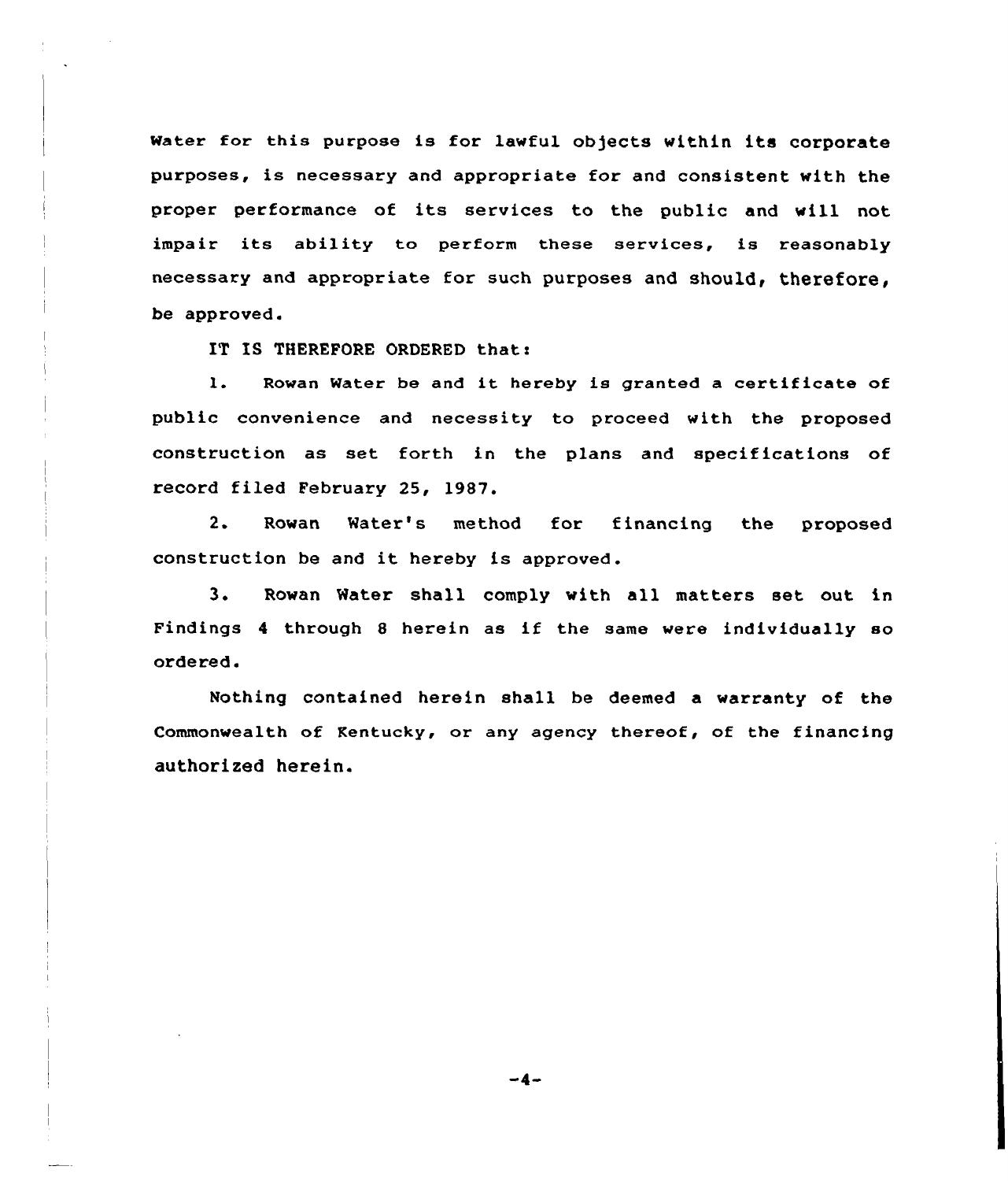Water for this purpose is for lawful objects within its corporate purposes, is necessary and appropriate for and consistent with the proper performance of its services to the public and will not impair its ability to perform these services, is reasonably necessary and appropriate for such purposes and should, therefore, be approved.

IT IS THEREFORE ORDERED that:

1. Rowan Water be and it hereby is granted a certificate of public convenience and necessity to proceed with the proposed construction as set forth in the plans and specifications of record filed February 25, 1987.

2. Rowan Water's method for financing the proposed construction be and it hereby is approved.

3. Rowan Water shall comply with all matters set out in Findings 4 through 8 herein as if the same were individually so ordered.

Nothing contained herein shall be deemed a warranty of the Commonwealth of Kentucky, or any agency thereof, of the financing authorized herein.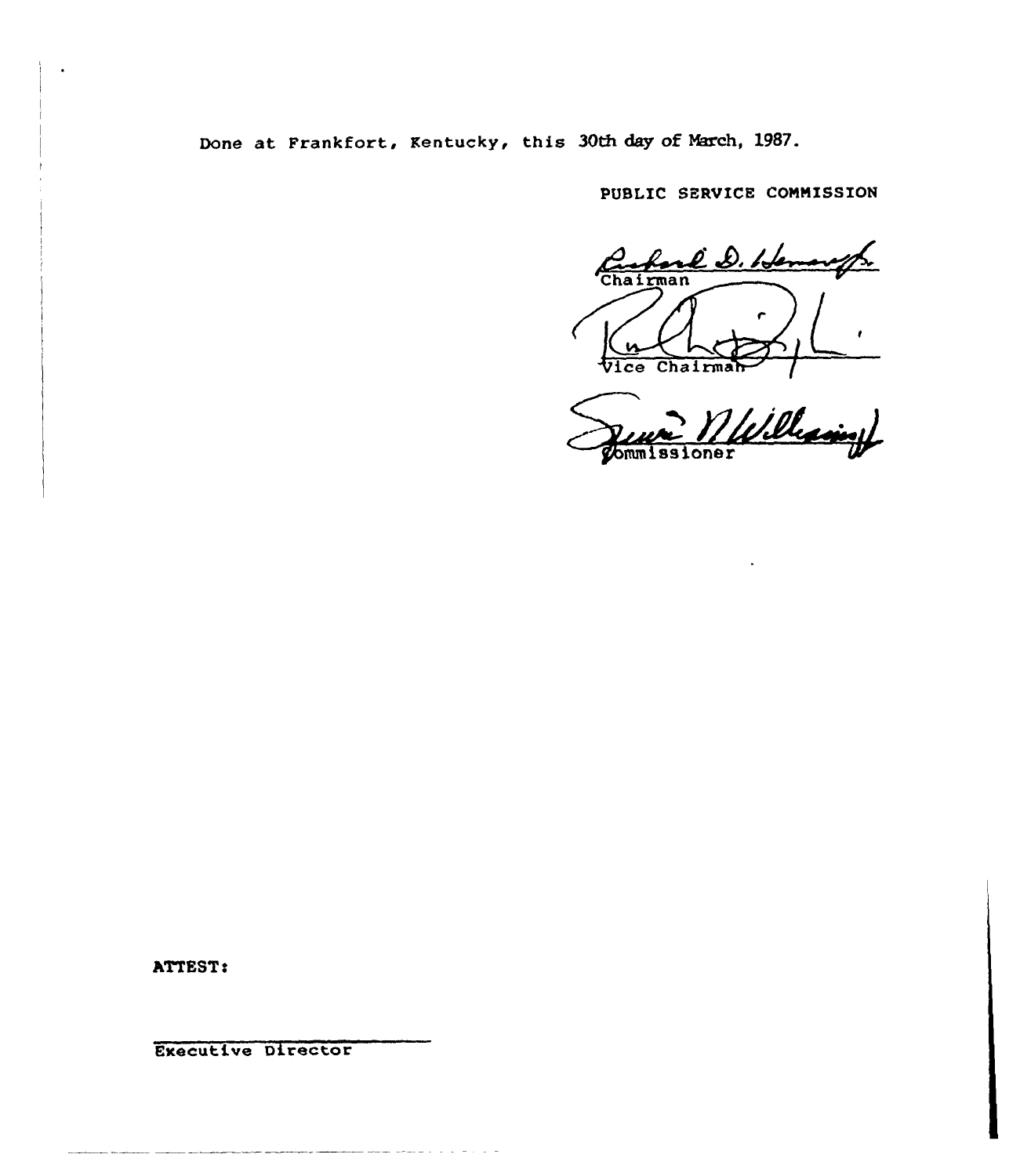Done at Frankfort, Kentucky, this 30th day of March, 1987.

PUBLIC SERVICE COMMISSION

Chairman

Vice Chairman

Commissioner

ATTEST:

Executive Director